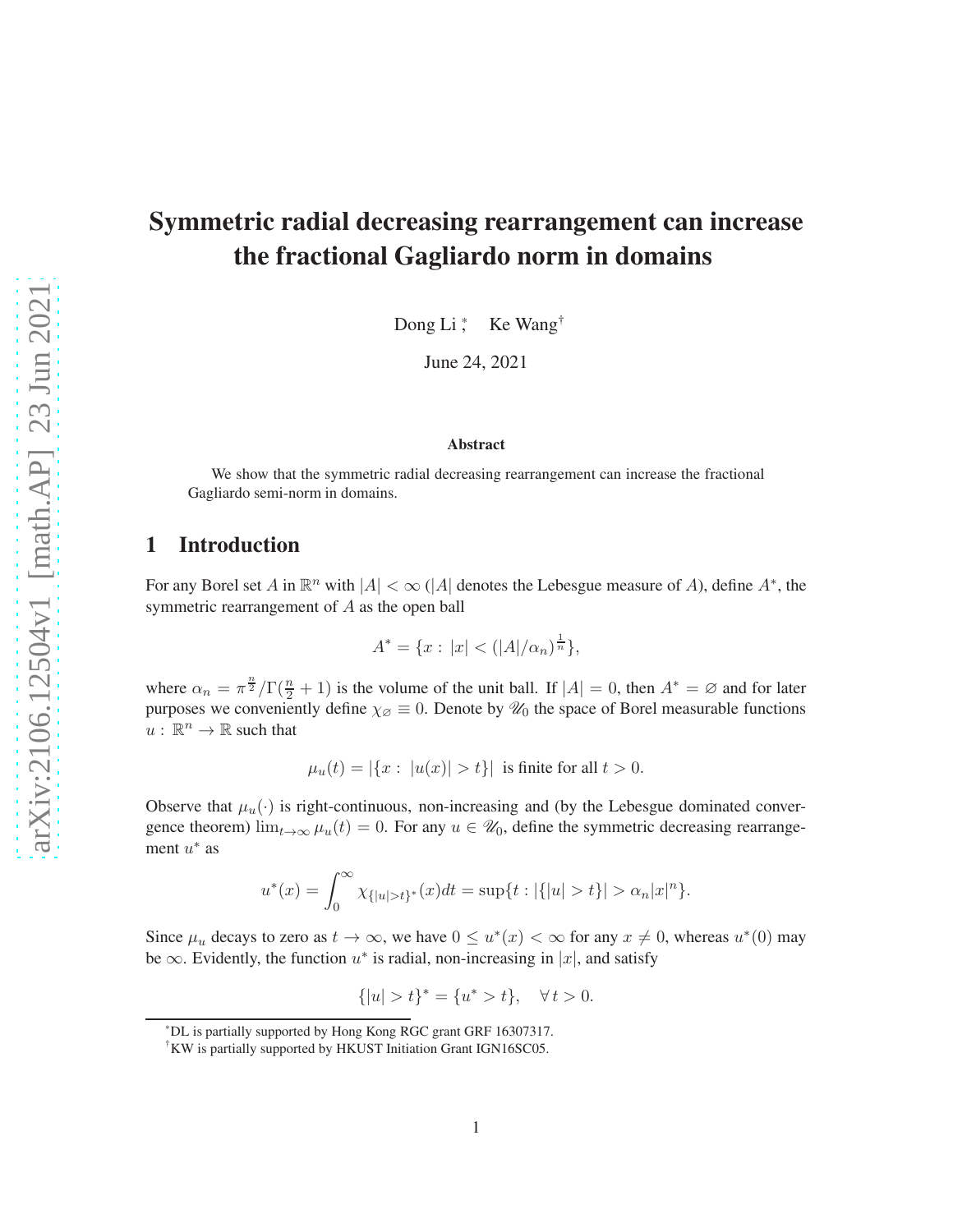# Symmetric radial decreasing rearrangement can increase the fractional Gagliardo norm in domains

Dong Li [*], Ke Wang [†]

June 24, 2021

### Abstract

We show that the symmetric radial decreasing rearrangement can increase the fractional Gagliardo semi-norm in domains.

## 1 Introduction

For any Borel set $A$ in $\mathbb{R}^n$ with $|A| < \infty$ ($|A|$ denotes the Lebesgue measure of $A$), define $A^*$, the symmetric rearrangement of $A$ as the open ball

$$A^* = \{x : |x| < (|A|/\alpha_n)^{\frac{1}{n}}\},$$

where $\alpha_n = \pi^{\frac{n}{2}}/\Gamma(\frac{n}{2}+1)$ is the volume of the unit ball. If $|A| = 0$, then $A^* = \varnothing$ and for later purposes we conveniently define $\chi_\varnothing \equiv 0$. Denote by $\mathscr{U}_0$ the space of Borel measurable functions $u : \mathbb{R}^n \to \mathbb{R}$ such that

$$\mu_u(t) = |\{x : |u(x)| > t\}| \text{ is finite for all } t > 0.$$

Observe that $\mu_u(\cdot)$ is right-continuous, non-increasing and (by the Lebesgue dominated convergence theorem) $\lim_{t\to\infty} \mu_u(t) = 0$. For any $u \in \mathscr{U}_0$, define the symmetric decreasing rearrangement $u^*$ as

$$u^*(x) = \int_0^\infty \chi_{\{|u|>t\}^*}(x)dt = \sup\{t : |\{|u| > t\}| > \alpha_n |x|^n\}.$$

Since $\mu_u$ decays to zero as $t \to \infty$, we have $0 \le u^*(x) < \infty$ for any $x \ne 0$, whereas $u^*(0)$ may be $\infty$. Evidently, the function $u^*$ is radial, non-increasing in $|x|$, and satisfy

$$\{|u| > t\}^* = \{u^* > t\}, \quad \forall\, t > 0.$$

[*] DL is partially supported by Hong Kong RGC grant GRF 16307317.

[†] KW is partially supported by HKUST Initiation Grant IGN16SC05.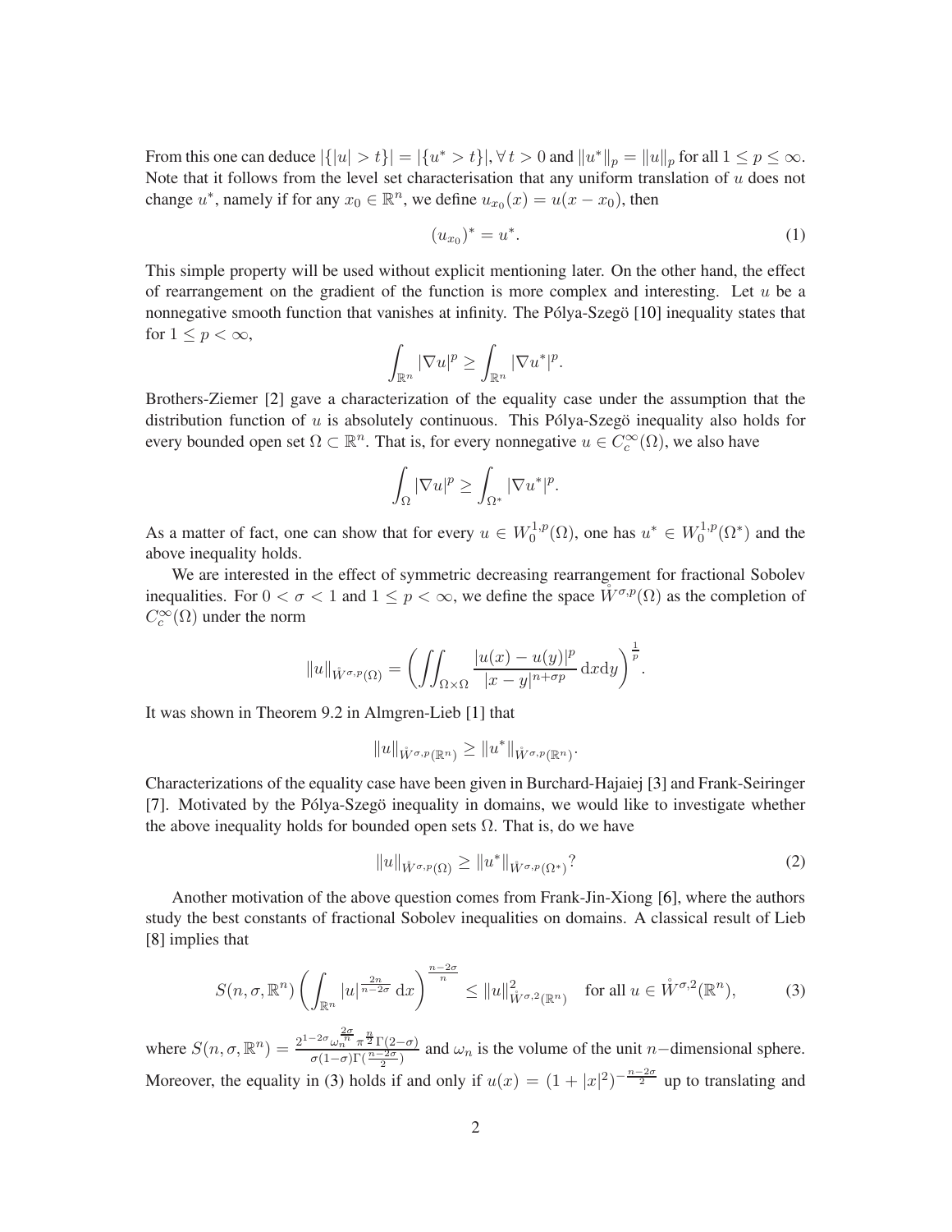From this one can deduce $|\{|u| > t\}| = |\{u^* > t\}|, \forall\, t > 0$ and $\|u^*\|_p = \|u\|_p$ for all $1 \le p \le \infty$. Note that it follows from the level set characterisation that any uniform translation of $u$ does not change $u^*$, namely if for any $x_0 \in \mathbb{R}^n$, we define $u_{x_0}(x) = u(x - x_0)$, then

$$(u_{x_0})^* = u^*. \tag{1}$$

This simple property will be used without explicit mentioning later. On the other hand, the effect of rearrangement on the gradient of the function is more complex and interesting. Let $u$ be a nonnegative smooth function that vanishes at infinity. The Pólya-Szegö [10] inequality states that for $1 \le p < \infty$,

$$\int_{\mathbb{R}^n} |\nabla u|^p \ge \int_{\mathbb{R}^n} |\nabla u^*|^p.$$

Brothers-Ziemer [2] gave a characterization of the equality case under the assumption that the distribution function of $u$ is absolutely continuous. This Pólya-Szegö inequality also holds for every bounded open set $\Omega \subset \mathbb{R}^n$. That is, for every nonnegative $u \in C_c^\infty(\Omega)$, we also have

$$\int_{\Omega} |\nabla u|^p \ge \int_{\Omega^*} |\nabla u^*|^p.$$

As a matter of fact, one can show that for every $u \in W_0^{1,p}(\Omega)$, one has $u^* \in W_0^{1,p}(\Omega^*)$ and the above inequality holds.

We are interested in the effect of symmetric decreasing rearrangement for fractional Sobolev inequalities. For $0 < \sigma < 1$ and $1 \le p < \infty$, we define the space $\mathring{W}^{\sigma,p}(\Omega)$ as the completion of $C_c^\infty(\Omega)$ under the norm

$$\|u\|_{\mathring{W}^{\sigma,p}(\Omega)} = \left( \iint_{\Omega \times \Omega} \frac{|u(x) - u(y)|^p}{|x - y|^{n+\sigma p}} \, \mathrm{d}x \mathrm{d}y \right)^{\frac{1}{p}}.$$

It was shown in Theorem 9.2 in Almgren-Lieb [1] that

$$\|u\|_{\mathring{W}^{\sigma,p}(\mathbb{R}^n)} \ge \|u^*\|_{\mathring{W}^{\sigma,p}(\mathbb{R}^n)}.$$

Characterizations of the equality case have been given in Burchard-Hajaiej [3] and Frank-Seiringer [7]. Motivated by the Pólya-Szegö inequality in domains, we would like to investigate whether the above inequality holds for bounded open sets $\Omega$. That is, do we have

$$\|u\|_{\mathring{W}^{\sigma,p}(\Omega)} \ge \|u^*\|_{\mathring{W}^{\sigma,p}(\Omega^*)}? \tag{2}$$

Another motivation of the above question comes from Frank-Jin-Xiong [6], where the authors study the best constants of fractional Sobolev inequalities on domains. A classical result of Lieb [8] implies that

$$S(n, \sigma, \mathbb{R}^n) \left( \int_{\mathbb{R}^n} |u|^{\frac{2n}{n-2\sigma}} \, \mathrm{d}x \right)^{\frac{n-2\sigma}{n}} \le \|u\|^2_{\mathring{W}^{\sigma,2}(\mathbb{R}^n)} \quad \text{for all } u \in \mathring{W}^{\sigma,2}(\mathbb{R}^n), \tag{3}$$

where $S(n, \sigma, \mathbb{R}^n) = \frac{2^{1-2\sigma} \omega_n^{\frac{2\sigma}{n}} \pi^{\frac{n}{2}} \Gamma(2-\sigma)}{\sigma(1-\sigma)\Gamma(\frac{n-2\sigma}{2})}$ and $\omega_n$ is the volume of the unit $n-$dimensional sphere. Moreover, the equality in (3) holds if and only if $u(x) = (1 + |x|^2)^{-\frac{n-2\sigma}{2}}$ up to translating and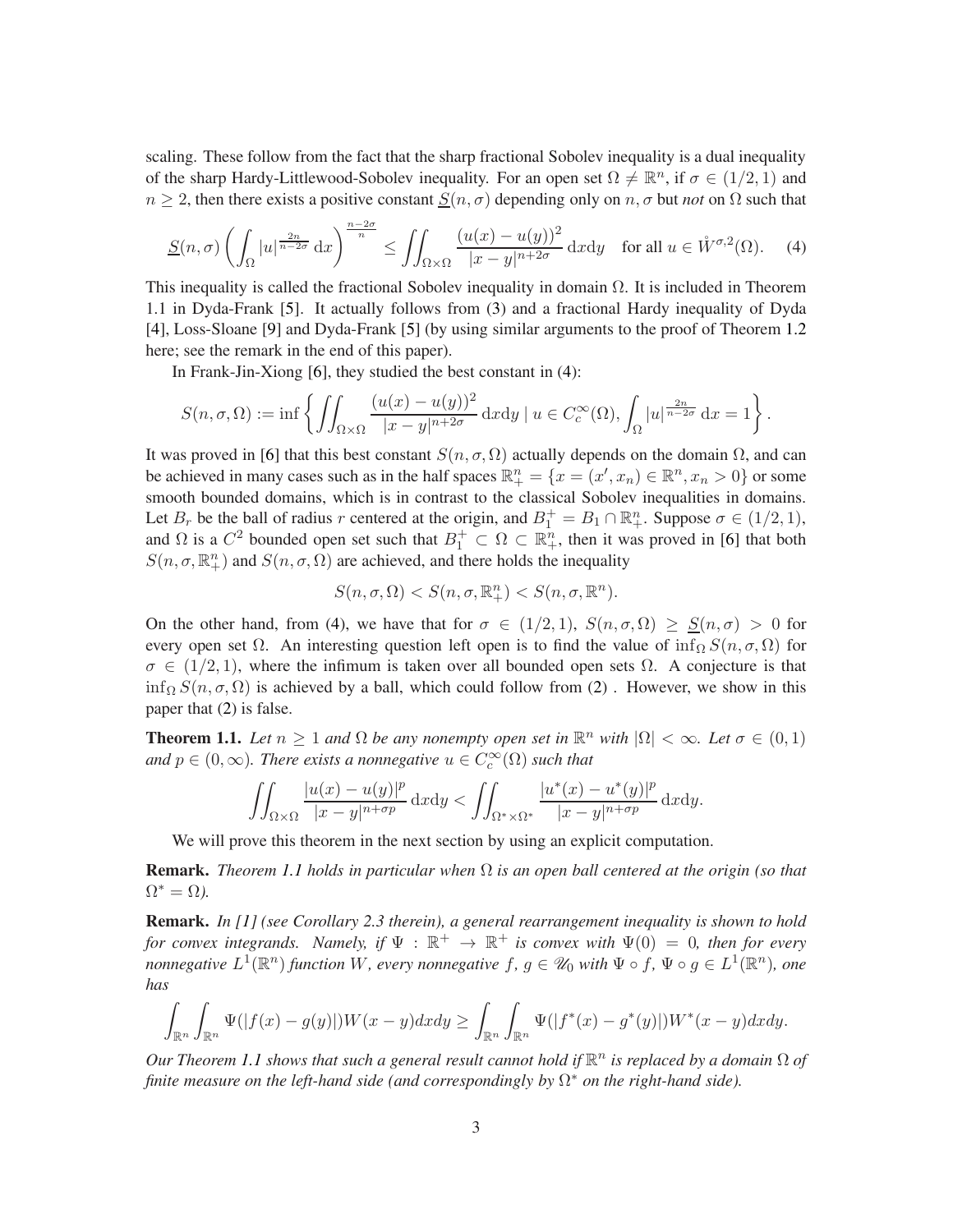scaling. These follow from the fact that the sharp fractional Sobolev inequality is a dual inequality of the sharp Hardy-Littlewood-Sobolev inequality. For an open set $\Omega \neq \mathbb{R}^n$, if $\sigma \in (1/2, 1)$ and $n \geq 2$, then there exists a positive constant $\underline{S}(n, \sigma)$ depending only on $n, \sigma$ but *not* on $\Omega$ such that

$$\underline{S}(n,\sigma)\left(\int_\Omega |u|^{\frac{2n}{n-2\sigma}}\,\mathrm{d}x\right)^{\frac{n-2\sigma}{n}} \leq \iint_{\Omega\times\Omega} \frac{(u(x)-u(y))^2}{|x-y|^{n+2\sigma}}\,\mathrm{d}x\mathrm{d}y \quad \text{for all } u \in \mathring{W}^{\sigma,2}(\Omega). \tag{4}$$

This inequality is called the fractional Sobolev inequality in domain $\Omega$. It is included in Theorem 1.1 in Dyda-Frank [5]. It actually follows from (3) and a fractional Hardy inequality of Dyda [4], Loss-Sloane [9] and Dyda-Frank [5] (by using similar arguments to the proof of Theorem 1.2 here; see the remark in the end of this paper).

In Frank-Jin-Xiong [6], they studied the best constant in (4):

$$S(n,\sigma,\Omega) := \inf\left\{\iint_{\Omega\times\Omega} \frac{(u(x)-u(y))^2}{|x-y|^{n+2\sigma}}\,\mathrm{d}x\mathrm{d}y \mid u \in C_c^\infty(\Omega), \int_\Omega |u|^{\frac{2n}{n-2\sigma}}\,\mathrm{d}x = 1\right\}.$$

It was proved in [6] that this best constant $S(n, \sigma, \Omega)$ actually depends on the domain $\Omega$, and can be achieved in many cases such as in the half spaces $\mathbb{R}^n_+ = \{x = (x', x_n) \in \mathbb{R}^n, x_n > 0\}$ or some smooth bounded domains, which is in contrast to the classical Sobolev inequalities in domains. Let $B_r$ be the ball of radius $r$ centered at the origin, and $B_1^+ = B_1 \cap \mathbb{R}^n_+$. Suppose $\sigma \in (1/2, 1)$, and $\Omega$ is a $C^2$ bounded open set such that $B_1^+ \subset \Omega \subset \mathbb{R}^n_+$, then it was proved in [6] that both $S(n, \sigma, \mathbb{R}^n_+)$ and $S(n, \sigma, \Omega)$ are achieved, and there holds the inequality

$$S(n,\sigma,\Omega) < S(n,\sigma,\mathbb{R}^n_+) < S(n,\sigma,\mathbb{R}^n).$$

On the other hand, from (4), we have that for $\sigma \in (1/2, 1)$, $S(n, \sigma, \Omega) \geq \underline{S}(n, \sigma) > 0$ for every open set $\Omega$. An interesting question left open is to find the value of $\inf_\Omega S(n, \sigma, \Omega)$ for $\sigma \in (1/2, 1)$, where the infimum is taken over all bounded open sets $\Omega$. A conjecture is that $\inf_\Omega S(n, \sigma, \Omega)$ is achieved by a ball, which could follow from (2) . However, we show in this paper that (2) is false.

**Theorem 1.1.** *Let $n \geq 1$ and $\Omega$ be any nonempty open set in $\mathbb{R}^n$ with $|\Omega| < \infty$. Let $\sigma \in (0, 1)$ and $p \in (0, \infty)$. There exists a nonnegative $u \in C_c^\infty(\Omega)$ such that*

$$\iint_{\Omega\times\Omega} \frac{|u(x)-u(y)|^p}{|x-y|^{n+\sigma p}}\,\mathrm{d}x\mathrm{d}y < \iint_{\Omega^*\times\Omega^*} \frac{|u^*(x)-u^*(y)|^p}{|x-y|^{n+\sigma p}}\,\mathrm{d}x\mathrm{d}y.$$

We will prove this theorem in the next section by using an explicit computation.

**Remark.** *Theorem 1.1 holds in particular when $\Omega$ is an open ball centered at the origin (so that $\Omega^* = \Omega$).*

**Remark.** *In [1] (see Corollary 2.3 therein), a general rearrangement inequality is shown to hold for convex integrands. Namely, if $\Psi : \mathbb{R}^+ \to \mathbb{R}^+$ is convex with $\Psi(0) = 0$, then for every nonnegative $L^1(\mathbb{R}^n)$ function $W$, every nonnegative $f$, $g \in \mathscr{U}_0$ with $\Psi \circ f$, $\Psi \circ g \in L^1(\mathbb{R}^n)$, one has*

$$\int_{\mathbb{R}^n}\int_{\mathbb{R}^n} \Psi(|f(x)-g(y)|)W(x-y)dxdy \geq \int_{\mathbb{R}^n}\int_{\mathbb{R}^n} \Psi(|f^*(x)-g^*(y)|)W^*(x-y)dxdy.$$

*Our Theorem 1.1 shows that such a general result cannot hold if $\mathbb{R}^n$ is replaced by a domain $\Omega$ of finite measure on the left-hand side (and correspondingly by $\Omega^*$ on the right-hand side).*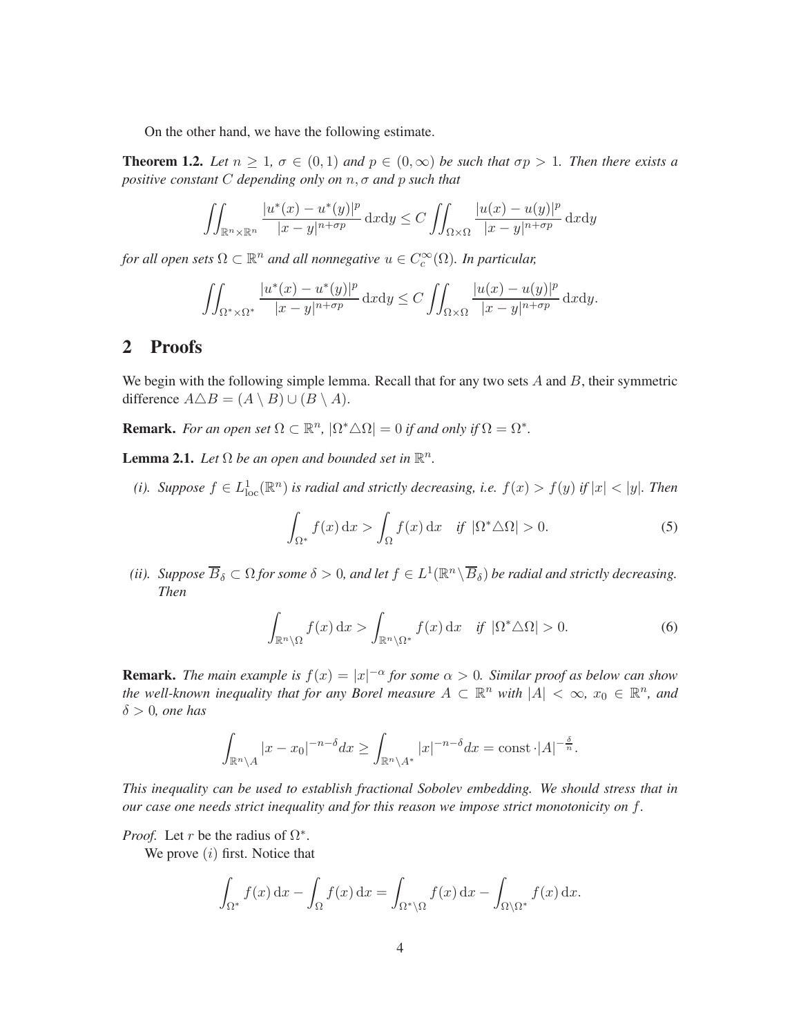On the other hand, we have the following estimate.

**Theorem 1.2.** *Let $n \geq 1$, $\sigma \in (0,1)$ and $p \in (0,\infty)$ be such that $\sigma p > 1$. Then there exists a positive constant $C$ depending only on $n, \sigma$ and $p$ such that*

$$\iint_{\mathbb{R}^n \times \mathbb{R}^n} \frac{|u^*(x) - u^*(y)|^p}{|x-y|^{n+\sigma p}} \,\mathrm{d}x\mathrm{d}y \leq C \iint_{\Omega \times \Omega} \frac{|u(x) - u(y)|^p}{|x-y|^{n+\sigma p}} \,\mathrm{d}x\mathrm{d}y$$

*for all open sets $\Omega \subset \mathbb{R}^n$ and all nonnegative $u \in C_c^\infty(\Omega)$. In particular,*

$$\iint_{\Omega^* \times \Omega^*} \frac{|u^*(x) - u^*(y)|^p}{|x-y|^{n+\sigma p}} \,\mathrm{d}x\mathrm{d}y \leq C \iint_{\Omega \times \Omega} \frac{|u(x) - u(y)|^p}{|x-y|^{n+\sigma p}} \,\mathrm{d}x\mathrm{d}y.$$

## 2 Proofs

We begin with the following simple lemma. Recall that for any two sets $A$ and $B$, their symmetric difference $A \triangle B = (A \setminus B) \cup (B \setminus A)$.

**Remark.** *For an open set $\Omega \subset \mathbb{R}^n$, $|\Omega^* \triangle \Omega| = 0$ if and only if $\Omega = \Omega^*$.*

**Lemma 2.1.** *Let $\Omega$ be an open and bounded set in $\mathbb{R}^n$.*

*(i). Suppose $f \in L^1_{\mathrm{loc}}(\mathbb{R}^n)$ is radial and strictly decreasing, i.e. $f(x) > f(y)$ if $|x| < |y|$. Then*

$$\int_{\Omega^*} f(x)\,\mathrm{d}x > \int_{\Omega} f(x)\,\mathrm{d}x \quad \text{if } |\Omega^* \triangle \Omega| > 0. \tag{5}$$

*(ii). Suppose $\overline{B}_\delta \subset \Omega$ for some $\delta > 0$, and let $f \in L^1(\mathbb{R}^n \setminus \overline{B}_\delta)$ be radial and strictly decreasing. Then*

$$\int_{\mathbb{R}^n \setminus \Omega} f(x)\,\mathrm{d}x > \int_{\mathbb{R}^n \setminus \Omega^*} f(x)\,\mathrm{d}x \quad \text{if } |\Omega^* \triangle \Omega| > 0. \tag{6}$$

**Remark.** *The main example is $f(x) = |x|^{-\alpha}$ for some $\alpha > 0$. Similar proof as below can show the well-known inequality that for any Borel measure $A \subset \mathbb{R}^n$ with $|A| < \infty$, $x_0 \in \mathbb{R}^n$, and $\delta > 0$, one has*

$$\int_{\mathbb{R}^n \setminus A} |x - x_0|^{-n-\delta} dx \geq \int_{\mathbb{R}^n \setminus A^*} |x|^{-n-\delta} dx = \mathrm{const} \cdot |A|^{-\frac{\delta}{n}}.$$

*This inequality can be used to establish fractional Sobolev embedding. We should stress that in our case one needs strict inequality and for this reason we impose strict monotonicity on $f$.*

*Proof.* Let $r$ be the radius of $\Omega^*$.

We prove $(i)$ first. Notice that

$$\int_{\Omega^*} f(x)\,\mathrm{d}x - \int_{\Omega} f(x)\,\mathrm{d}x = \int_{\Omega^* \setminus \Omega} f(x)\,\mathrm{d}x - \int_{\Omega \setminus \Omega^*} f(x)\,\mathrm{d}x.$$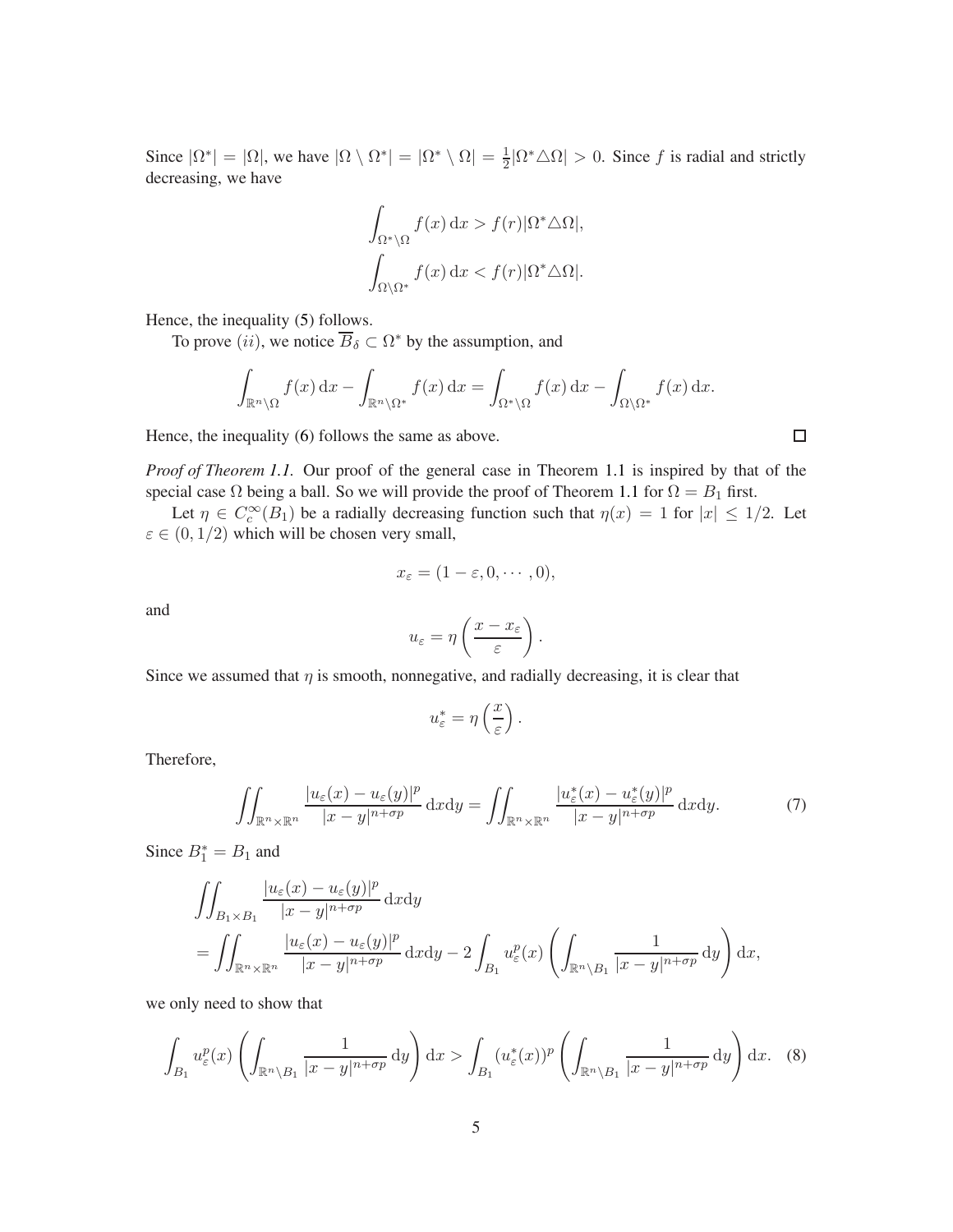Since $|\Omega^*| = |\Omega|$, we have $|\Omega \setminus \Omega^*| = |\Omega^* \setminus \Omega| = \frac{1}{2}|\Omega^* \triangle \Omega| > 0$. Since $f$ is radial and strictly decreasing, we have

$$
\int_{\Omega^* \setminus \Omega} f(x)\,\mathrm{d}x > f(r)|\Omega^* \triangle \Omega|,
$$

$$
\int_{\Omega \setminus \Omega^*} f(x)\,\mathrm{d}x < f(r)|\Omega^* \triangle \Omega|.
$$

Hence, the inequality (5) follows.

To prove $(ii)$, we notice $\overline{B}_\delta \subset \Omega^*$ by the assumption, and

$$
\int_{\mathbb{R}^n \setminus \Omega} f(x)\,\mathrm{d}x - \int_{\mathbb{R}^n \setminus \Omega^*} f(x)\,\mathrm{d}x = \int_{\Omega^* \setminus \Omega} f(x)\,\mathrm{d}x - \int_{\Omega \setminus \Omega^*} f(x)\,\mathrm{d}x.
$$

Hence, the inequality (6) follows the same as above. □

*Proof of Theorem 1.1.* Our proof of the general case in Theorem 1.1 is inspired by that of the special case $\Omega$ being a ball. So we will provide the proof of Theorem 1.1 for $\Omega = B_1$ first.

Let $\eta \in C_c^\infty(B_1)$ be a radially decreasing function such that $\eta(x) = 1$ for $|x| \leq 1/2$. Let $\varepsilon \in (0, 1/2)$ which will be chosen very small,

$$
x_\varepsilon = (1 - \varepsilon, 0, \cdots, 0),
$$

and

$$
u_\varepsilon = \eta\left(\frac{x - x_\varepsilon}{\varepsilon}\right).
$$

Since we assumed that $\eta$ is smooth, nonnegative, and radially decreasing, it is clear that

$$
u_\varepsilon^* = \eta\left(\frac{x}{\varepsilon}\right).
$$

Therefore,

$$
\iint_{\mathbb{R}^n \times \mathbb{R}^n} \frac{|u_\varepsilon(x) - u_\varepsilon(y)|^p}{|x - y|^{n + \sigma p}}\,\mathrm{d}x\mathrm{d}y = \iint_{\mathbb{R}^n \times \mathbb{R}^n} \frac{|u_\varepsilon^*(x) - u_\varepsilon^*(y)|^p}{|x - y|^{n + \sigma p}}\,\mathrm{d}x\mathrm{d}y. \tag{7}
$$

Since $B_1^* = B_1$ and

$$
\begin{aligned}
&\iint_{B_1 \times B_1} \frac{|u_\varepsilon(x) - u_\varepsilon(y)|^p}{|x - y|^{n + \sigma p}}\,\mathrm{d}x\mathrm{d}y \\
&= \iint_{\mathbb{R}^n \times \mathbb{R}^n} \frac{|u_\varepsilon(x) - u_\varepsilon(y)|^p}{|x - y|^{n + \sigma p}}\,\mathrm{d}x\mathrm{d}y - 2\int_{B_1} u_\varepsilon^p(x) \left(\int_{\mathbb{R}^n \setminus B_1} \frac{1}{|x - y|^{n + \sigma p}}\,\mathrm{d}y\right)\mathrm{d}x,
\end{aligned}
$$

we only need to show that

$$
\int_{B_1} u_\varepsilon^p(x) \left(\int_{\mathbb{R}^n \setminus B_1} \frac{1}{|x - y|^{n + \sigma p}}\,\mathrm{d}y\right)\mathrm{d}x > \int_{B_1} (u_\varepsilon^*(x))^p \left(\int_{\mathbb{R}^n \setminus B_1} \frac{1}{|x - y|^{n + \sigma p}}\,\mathrm{d}y\right)\mathrm{d}x. \tag{8}
$$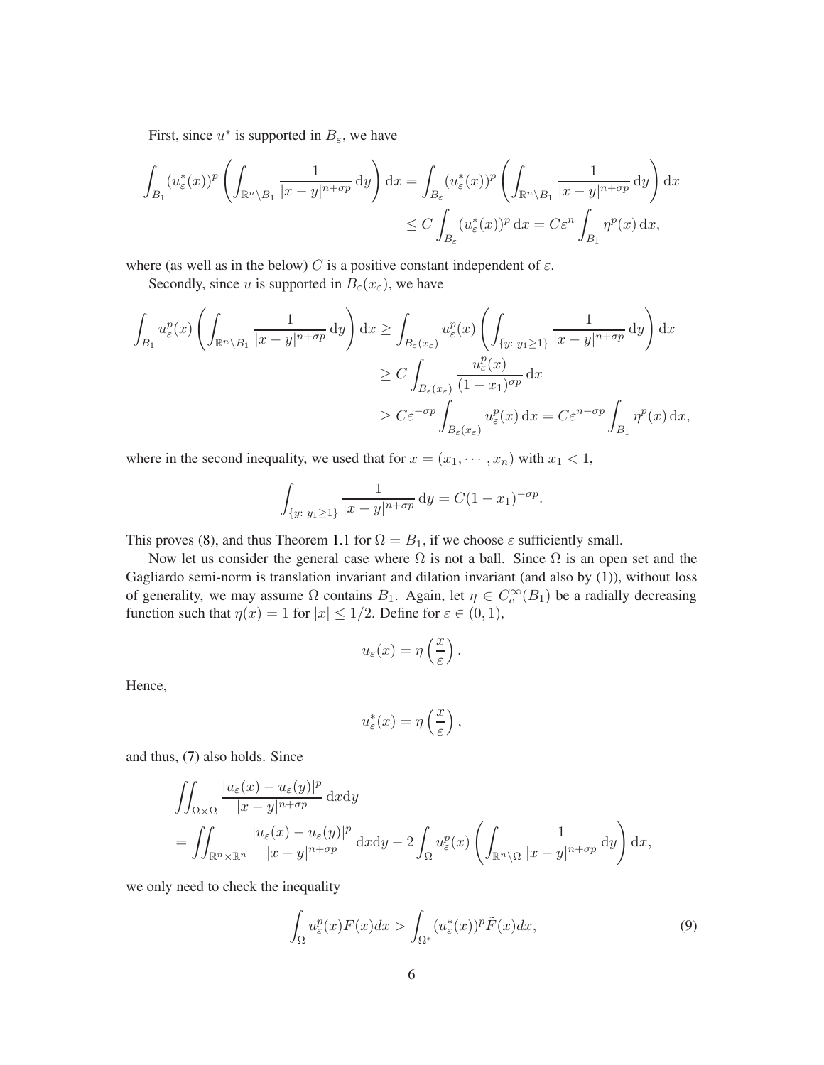First, since $u^*$ is supported in $B_\varepsilon$, we have

$$
\begin{aligned}
\int_{B_1} (u^*_\varepsilon(x))^p \left( \int_{\mathbb{R}^n \setminus B_1} \frac{1}{|x-y|^{n+\sigma p}} \, \mathrm{d}y \right) \mathrm{d}x &= \int_{B_\varepsilon} (u^*_\varepsilon(x))^p \left( \int_{\mathbb{R}^n \setminus B_1} \frac{1}{|x-y|^{n+\sigma p}} \, \mathrm{d}y \right) \mathrm{d}x \\
&\leq C \int_{B_\varepsilon} (u^*_\varepsilon(x))^p \, \mathrm{d}x = C\varepsilon^n \int_{B_1} \eta^p(x) \, \mathrm{d}x,
\end{aligned}
$$

where (as well as in the below) $C$ is a positive constant independent of $\varepsilon$.

Secondly, since $u$ is supported in $B_\varepsilon(x_\varepsilon)$, we have

$$
\begin{aligned}
\int_{B_1} u^p_\varepsilon(x) \left( \int_{\mathbb{R}^n \setminus B_1} \frac{1}{|x-y|^{n+\sigma p}} \, \mathrm{d}y \right) \mathrm{d}x &\geq \int_{B_\varepsilon(x_\varepsilon)} u^p_\varepsilon(x) \left( \int_{\{y:\ y_1 \geq 1\}} \frac{1}{|x-y|^{n+\sigma p}} \, \mathrm{d}y \right) \mathrm{d}x \\
&\geq C \int_{B_\varepsilon(x_\varepsilon)} \frac{u^p_\varepsilon(x)}{(1-x_1)^{\sigma p}} \, \mathrm{d}x \\
&\geq C\varepsilon^{-\sigma p} \int_{B_\varepsilon(x_\varepsilon)} u^p_\varepsilon(x) \, \mathrm{d}x = C\varepsilon^{n-\sigma p} \int_{B_1} \eta^p(x) \, \mathrm{d}x,
\end{aligned}
$$

where in the second inequality, we used that for $x = (x_1, \cdots, x_n)$ with $x_1 < 1$,

$$
\int_{\{y:\ y_1 \geq 1\}} \frac{1}{|x-y|^{n+\sigma p}} \, \mathrm{d}y = C(1-x_1)^{-\sigma p}.
$$

This proves (8), and thus Theorem 1.1 for $\Omega = B_1$, if we choose $\varepsilon$ sufficiently small.

Now let us consider the general case where $\Omega$ is not a ball. Since $\Omega$ is an open set and the Gagliardo semi-norm is translation invariant and dilation invariant (and also by (1)), without loss of generality, we may assume $\Omega$ contains $B_1$. Again, let $\eta \in C^\infty_c(B_1)$ be a radially decreasing function such that $\eta(x) = 1$ for $|x| \leq 1/2$. Define for $\varepsilon \in (0, 1)$,

$$
u_\varepsilon(x) = \eta\left(\frac{x}{\varepsilon}\right).
$$

Hence,

$$
u^*_\varepsilon(x) = \eta\left(\frac{x}{\varepsilon}\right),
$$

and thus, (7) also holds. Since

$$
\begin{aligned}
&\iint_{\Omega \times \Omega} \frac{|u_\varepsilon(x) - u_\varepsilon(y)|^p}{|x-y|^{n+\sigma p}} \, \mathrm{d}x\mathrm{d}y \\
&= \iint_{\mathbb{R}^n \times \mathbb{R}^n} \frac{|u_\varepsilon(x) - u_\varepsilon(y)|^p}{|x-y|^{n+\sigma p}} \, \mathrm{d}x\mathrm{d}y - 2\int_\Omega u^p_\varepsilon(x) \left( \int_{\mathbb{R}^n \setminus \Omega} \frac{1}{|x-y|^{n+\sigma p}} \, \mathrm{d}y \right) \mathrm{d}x,
\end{aligned}
$$

we only need to check the inequality

$$
\int_\Omega u^p_\varepsilon(x) F(x) dx > \int_{\Omega^*} (u^*_\varepsilon(x))^p \tilde{F}(x) dx, \tag{9}
$$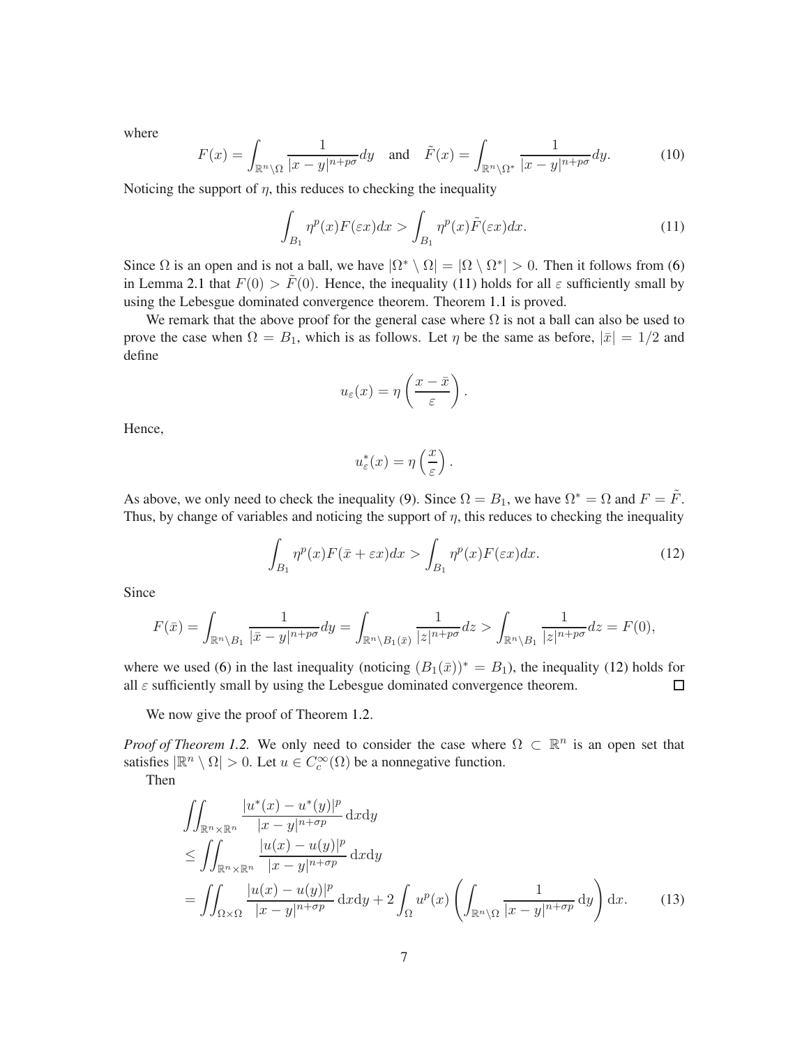where

$$F(x) = \int_{\mathbb{R}^n \setminus \Omega} \frac{1}{|x-y|^{n+p\sigma}} dy \quad \text{and} \quad \tilde{F}(x) = \int_{\mathbb{R}^n \setminus \Omega^*} \frac{1}{|x-y|^{n+p\sigma}} dy. \tag{10}$$

Noticing the support of $\eta$, this reduces to checking the inequality

$$\int_{B_1} \eta^p(x) F(\varepsilon x) dx > \int_{B_1} \eta^p(x) \tilde{F}(\varepsilon x) dx. \tag{11}$$

Since $\Omega$ is an open and is not a ball, we have $|\Omega^* \setminus \Omega| = |\Omega \setminus \Omega^*| > 0$. Then it follows from (6) in Lemma 2.1 that $F(0) > \tilde{F}(0)$. Hence, the inequality (11) holds for all $\varepsilon$ sufficiently small by using the Lebesgue dominated convergence theorem. Theorem 1.1 is proved.

We remark that the above proof for the general case where $\Omega$ is not a ball can also be used to prove the case when $\Omega = B_1$, which is as follows. Let $\eta$ be the same as before, $|\bar{x}| = 1/2$ and define

$$u_\varepsilon(x) = \eta\left(\frac{x - \bar{x}}{\varepsilon}\right).$$

Hence,

$$u_\varepsilon^*(x) = \eta\left(\frac{x}{\varepsilon}\right).$$

As above, we only need to check the inequality (9). Since $\Omega = B_1$, we have $\Omega^* = \Omega$ and $F = \tilde{F}$. Thus, by change of variables and noticing the support of $\eta$, this reduces to checking the inequality

$$\int_{B_1} \eta^p(x) F(\bar{x} + \varepsilon x) dx > \int_{B_1} \eta^p(x) F(\varepsilon x) dx. \tag{12}$$

Since

$$F(\bar{x}) = \int_{\mathbb{R}^n \setminus B_1} \frac{1}{|\bar{x} - y|^{n+p\sigma}} dy = \int_{\mathbb{R}^n \setminus B_1(\bar{x})} \frac{1}{|z|^{n+p\sigma}} dz > \int_{\mathbb{R}^n \setminus B_1} \frac{1}{|z|^{n+p\sigma}} dz = F(0),$$

where we used (6) in the last inequality (noticing $(B_1(\bar{x}))^* = B_1$), the inequality (12) holds for all $\varepsilon$ sufficiently small by using the Lebesgue dominated convergence theorem. $\square$

We now give the proof of Theorem 1.2.

*Proof of Theorem 1.2.* We only need to consider the case where $\Omega \subset \mathbb{R}^n$ is an open set that satisfies $|\mathbb{R}^n \setminus \Omega| > 0$. Let $u \in C_c^\infty(\Omega)$ be a nonnegative function.

Then

$$\begin{aligned}
&\iint_{\mathbb{R}^n \times \mathbb{R}^n} \frac{|u^*(x) - u^*(y)|^p}{|x-y|^{n+\sigma p}} \, \mathrm{d}x\mathrm{d}y \\
&\leq \iint_{\mathbb{R}^n \times \mathbb{R}^n} \frac{|u(x) - u(y)|^p}{|x-y|^{n+\sigma p}} \, \mathrm{d}x\mathrm{d}y \\
&= \iint_{\Omega \times \Omega} \frac{|u(x) - u(y)|^p}{|x-y|^{n+\sigma p}} \, \mathrm{d}x\mathrm{d}y + 2 \int_\Omega u^p(x) \left( \int_{\mathbb{R}^n \setminus \Omega} \frac{1}{|x-y|^{n+\sigma p}} \, \mathrm{d}y \right) \mathrm{d}x. \qquad (13)
\end{aligned}$$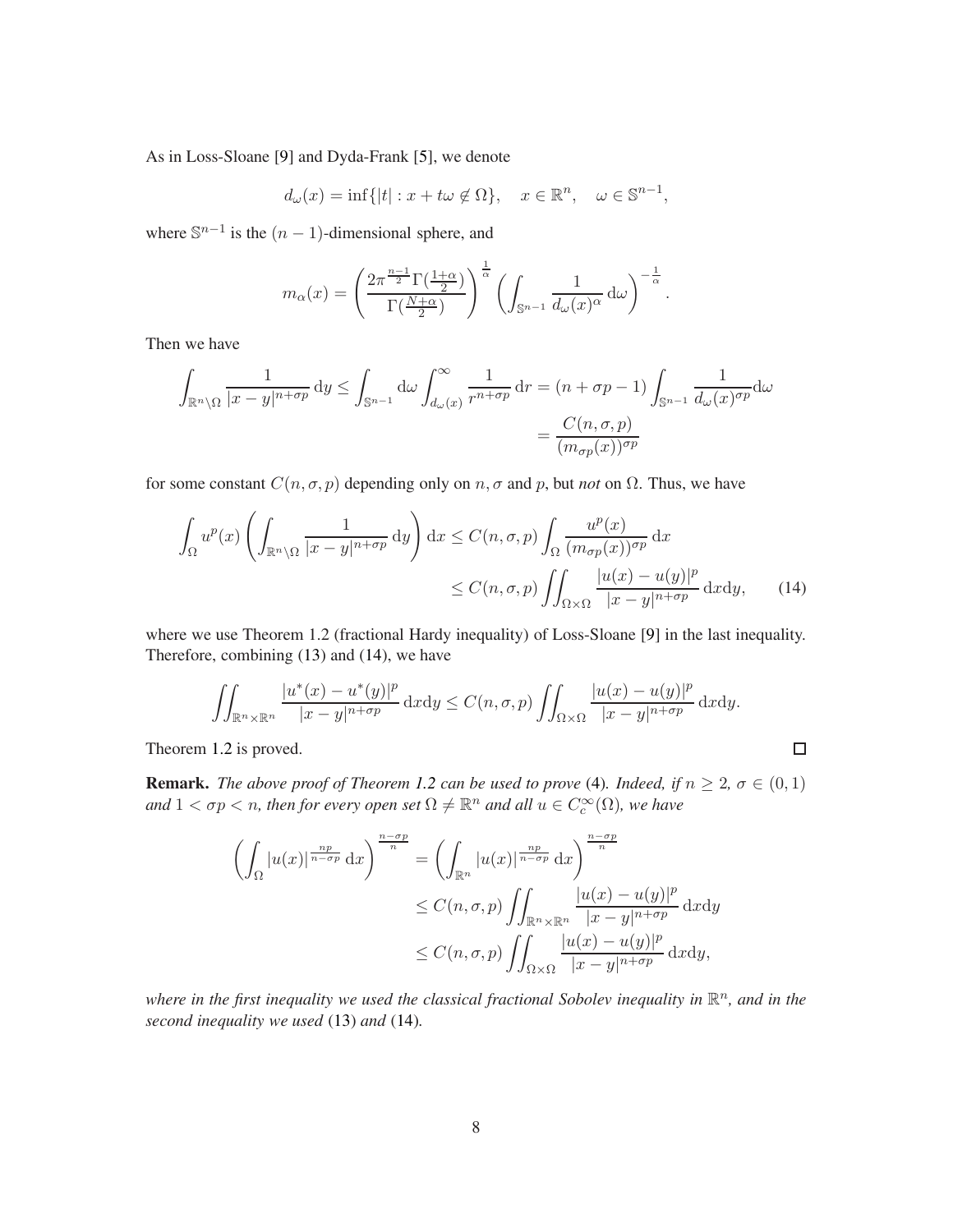As in Loss-Sloane [9] and Dyda-Frank [5], we denote

$$d_\omega(x) = \inf\{|t| : x + t\omega \notin \Omega\}, \quad x \in \mathbb{R}^n, \quad \omega \in \mathbb{S}^{n-1},$$

where $\mathbb{S}^{n-1}$ is the $(n-1)$-dimensional sphere, and

$$m_\alpha(x) = \left( \frac{2\pi^{\frac{n-1}{2}} \Gamma(\frac{1+\alpha}{2})}{\Gamma(\frac{N+\alpha}{2})} \right)^{\frac{1}{\alpha}} \left( \int_{\mathbb{S}^{n-1}} \frac{1}{d_\omega(x)^\alpha} \, \mathrm{d}\omega \right)^{-\frac{1}{\alpha}}.$$

Then we have

$$\begin{aligned}
\int_{\mathbb{R}^n \setminus \Omega} \frac{1}{|x-y|^{n+\sigma p}} \, \mathrm{d}y \le \int_{\mathbb{S}^{n-1}} \mathrm{d}\omega \int_{d_\omega(x)}^{\infty} \frac{1}{r^{n+\sigma p}} \, \mathrm{d}r &= (n + \sigma p - 1) \int_{\mathbb{S}^{n-1}} \frac{1}{d_\omega(x)^{\sigma p}} \mathrm{d}\omega \\
&= \frac{C(n, \sigma, p)}{(m_{\sigma p}(x))^{\sigma p}}
\end{aligned}$$

for some constant $C(n, \sigma, p)$ depending only on $n, \sigma$ and $p$, but *not* on $\Omega$. Thus, we have

$$\begin{aligned}
\int_\Omega u^p(x) \left( \int_{\mathbb{R}^n \setminus \Omega} \frac{1}{|x-y|^{n+\sigma p}} \, \mathrm{d}y \right) \mathrm{d}x &\le C(n, \sigma, p) \int_\Omega \frac{u^p(x)}{(m_{\sigma p}(x))^{\sigma p}} \, \mathrm{d}x \\
&\le C(n, \sigma, p) \iint_{\Omega \times \Omega} \frac{|u(x) - u(y)|^p}{|x-y|^{n+\sigma p}} \, \mathrm{d}x\mathrm{d}y, \qquad (14)
\end{aligned}$$

where we use Theorem 1.2 (fractional Hardy inequality) of Loss-Sloane [9] in the last inequality. Therefore, combining (13) and (14), we have

$$\iint_{\mathbb{R}^n \times \mathbb{R}^n} \frac{|u^*(x) - u^*(y)|^p}{|x-y|^{n+\sigma p}} \, \mathrm{d}x\mathrm{d}y \le C(n, \sigma, p) \iint_{\Omega \times \Omega} \frac{|u(x) - u(y)|^p}{|x-y|^{n+\sigma p}} \, \mathrm{d}x\mathrm{d}y.$$

Theorem 1.2 is proved. □

**Remark.** *The above proof of Theorem 1.2 can be used to prove* (4)*. Indeed, if $n \ge 2$, $\sigma \in (0, 1)$ and $1 < \sigma p < n$, then for every open set $\Omega \ne \mathbb{R}^n$ and all $u \in C_c^\infty(\Omega)$, we have*

$$\begin{aligned}
\left( \int_\Omega |u(x)|^{\frac{np}{n-\sigma p}} \, \mathrm{d}x \right)^{\frac{n-\sigma p}{n}} &= \left( \int_{\mathbb{R}^n} |u(x)|^{\frac{np}{n-\sigma p}} \, \mathrm{d}x \right)^{\frac{n-\sigma p}{n}} \\
&\le C(n, \sigma, p) \iint_{\mathbb{R}^n \times \mathbb{R}^n} \frac{|u(x) - u(y)|^p}{|x-y|^{n+\sigma p}} \, \mathrm{d}x\mathrm{d}y \\
&\le C(n, \sigma, p) \iint_{\Omega \times \Omega} \frac{|u(x) - u(y)|^p}{|x-y|^{n+\sigma p}} \, \mathrm{d}x\mathrm{d}y,
\end{aligned}$$

*where in the first inequality we used the classical fractional Sobolev inequality in $\mathbb{R}^n$, and in the second inequality we used* (13) *and* (14)*.*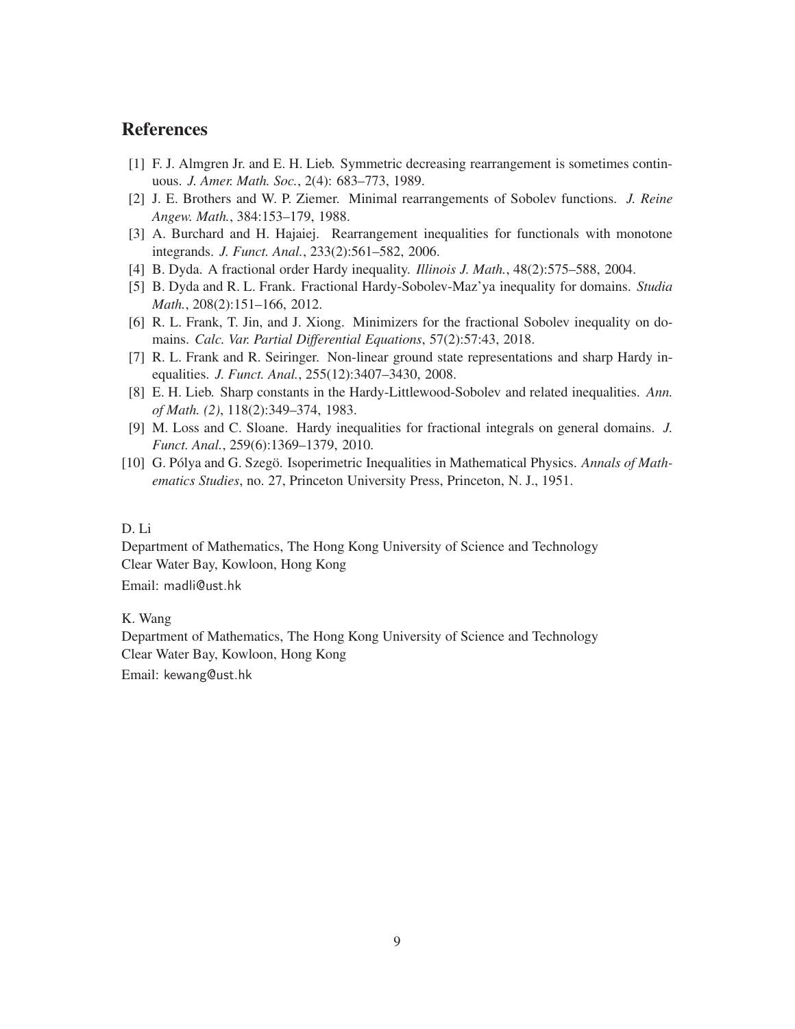## References

[1] F. J. Almgren Jr. and E. H. Lieb. Symmetric decreasing rearrangement is sometimes continuous. *J. Amer. Math. Soc.*, 2(4): 683–773, 1989.

[2] J. E. Brothers and W. P. Ziemer. Minimal rearrangements of Sobolev functions. *J. Reine Angew. Math.*, 384:153–179, 1988.

[3] A. Burchard and H. Hajaiej. Rearrangement inequalities for functionals with monotone integrands. *J. Funct. Anal.*, 233(2):561–582, 2006.

[4] B. Dyda. A fractional order Hardy inequality. *Illinois J. Math.*, 48(2):575–588, 2004.

[5] B. Dyda and R. L. Frank. Fractional Hardy-Sobolev-Maz'ya inequality for domains. *Studia Math.*, 208(2):151–166, 2012.

[6] R. L. Frank, T. Jin, and J. Xiong. Minimizers for the fractional Sobolev inequality on domains. *Calc. Var. Partial Differential Equations*, 57(2):57:43, 2018.

[7] R. L. Frank and R. Seiringer. Non-linear ground state representations and sharp Hardy inequalities. *J. Funct. Anal.*, 255(12):3407–3430, 2008.

[8] E. H. Lieb. Sharp constants in the Hardy-Littlewood-Sobolev and related inequalities. *Ann. of Math. (2)*, 118(2):349–374, 1983.

[9] M. Loss and C. Sloane. Hardy inequalities for fractional integrals on general domains. *J. Funct. Anal.*, 259(6):1369–1379, 2010.

[10] G. Pólya and G. Szegö. Isoperimetric Inequalities in Mathematical Physics. *Annals of Mathematics Studies*, no. 27, Princeton University Press, Princeton, N. J., 1951.

D. Li
Department of Mathematics, The Hong Kong University of Science and Technology
Clear Water Bay, Kowloon, Hong Kong
Email: madli@ust.hk

K. Wang
Department of Mathematics, The Hong Kong University of Science and Technology
Clear Water Bay, Kowloon, Hong Kong
Email: kewang@ust.hk